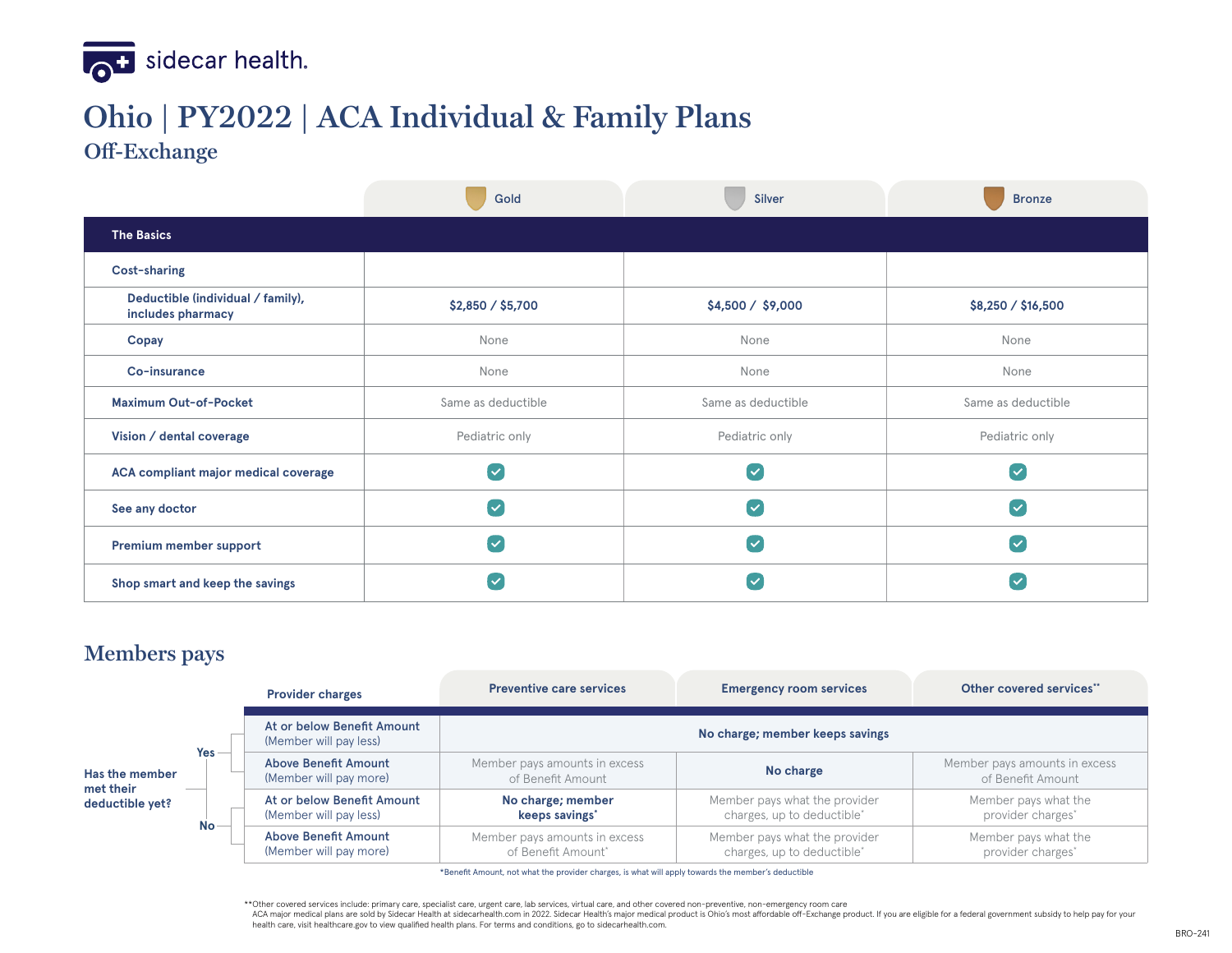sidecar health.

# Ohio | PY2022 | ACA Individual & Family Plans

## Off-Exchange

| | Gold | Silver | Bronze |
|---|---|---|---|
| **The Basics** | | | |
| **Cost-sharing** | | | |
| **Deductible (individual / family), includes pharmacy** | **$2,850 / $5,700** | **$4,500 / $9,000** | **$8,250 / $16,500** |
| **Copay** | None | None | None |
| **Co-insurance** | None | None | None |
| **Maximum Out-of-Pocket** | Same as deductible | Same as deductible | Same as deductible |
| **Vision / dental coverage** | Pediatric only | Pediatric only | Pediatric only |
| **ACA compliant major medical coverage** | ✓ | ✓ | ✓ |
| **See any doctor** | ✓ | ✓ | ✓ |
| **Premium member support** | ✓ | ✓ | ✓ |
| **Shop smart and keep the savings** | ✓ | ✓ | ✓ |

## Members pays

| Has the member met their deductible yet? | Provider charges | Preventive care services | Emergency room services | Other covered services** |
|---|---|---|---|---|
| Yes | At or below Benefit Amount (Member will pay less) | **No charge; member keeps savings** | **No charge; member keeps savings** | **No charge; member keeps savings** |
| Yes | Above Benefit Amount (Member will pay more) | Member pays amounts in excess of Benefit Amount | **No charge** | Member pays amounts in excess of Benefit Amount |
| No | At or below Benefit Amount (Member will pay less) | **No charge; member keeps savings*** | Member pays what the provider charges, up to deductible* | Member pays what the provider charges* |
| No | Above Benefit Amount (Member will pay more) | Member pays amounts in excess of Benefit Amount* | Member pays what the provider charges, up to deductible* | Member pays what the provider charges* |

*Benefit Amount, not what the provider charges, is what will apply towards the member's deductible

**Other covered services include: primary care, specialist care, urgent care, lab services, virtual care, and other covered non-preventive, non-emergency room care
ACA major medical plans are sold by Sidecar Health at sidecarhealth.com in 2022. Sidecar Health's major medical product is Ohio's most affordable off-Exchange product. If you are eligible for a federal government subsidy to help pay for your health care, visit healthcare.gov to view qualified health plans. For terms and conditions, go to sidecarhealth.com.

BRO-241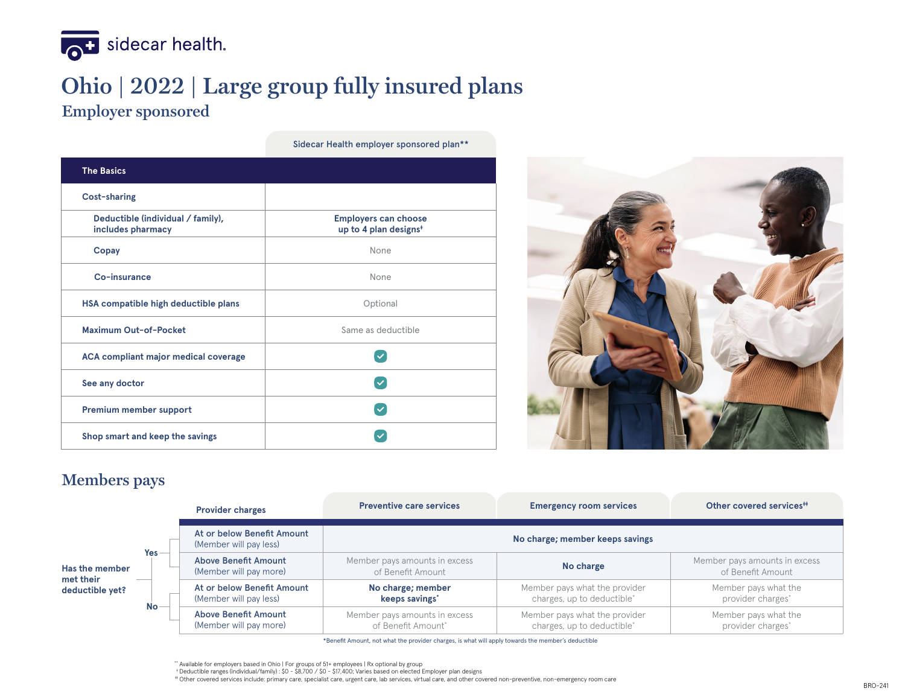sidecar health.

# Ohio | 2022 | Large group fully insured plans

## Employer sponsored

| The Basics | Sidecar Health employer sponsored plan** |
|---|---|
| Cost-sharing | |
| Deductible (individual / family), includes pharmacy | Employers can choose up to 4 plan designs† |
| Copay | None |
| Co-insurance | None |
| HSA compatible high deductible plans | Optional |
| Maximum Out-of-Pocket | Same as deductible |
| ACA compliant major medical coverage | ✓ |
| See any doctor | ✓ |
| Premium member support | ✓ |
| Shop smart and keep the savings | ✓ |

## Members pays

| Has the member met their deductible yet? | Provider charges | Preventive care services | Emergency room services | Other covered services†† |
|---|---|---|---|---|
| Yes | At or below Benefit Amount (Member will pay less) | No charge; member keeps savings | No charge; member keeps savings | No charge; member keeps savings |
| Yes | Above Benefit Amount (Member will pay more) | Member pays amounts in excess of Benefit Amount | No charge | Member pays amounts in excess of Benefit Amount |
| No | At or below Benefit Amount (Member will pay less) | No charge; member keeps savings* | Member pays what the provider charges, up to deductible* | Member pays what the provider charges* |
| No | Above Benefit Amount (Member will pay more) | Member pays amounts in excess of Benefit Amount* | Member pays what the provider charges, up to deductible* | Member pays what the provider charges* |

*Benefit Amount, not what the provider charges, is what will apply towards the member's deductible

** Available for employers based in Ohio | For groups of 51+ employees | Rx optional by group
† Deductible ranges (individual/family) : $0 - $8,700 / $0 - $17,400; Varies based on elected Employer plan designs
†† Other covered services include: primary care, specialist care, urgent care, lab services, virtual care, and other covered non-preventive, non-emergency room care

BRO-241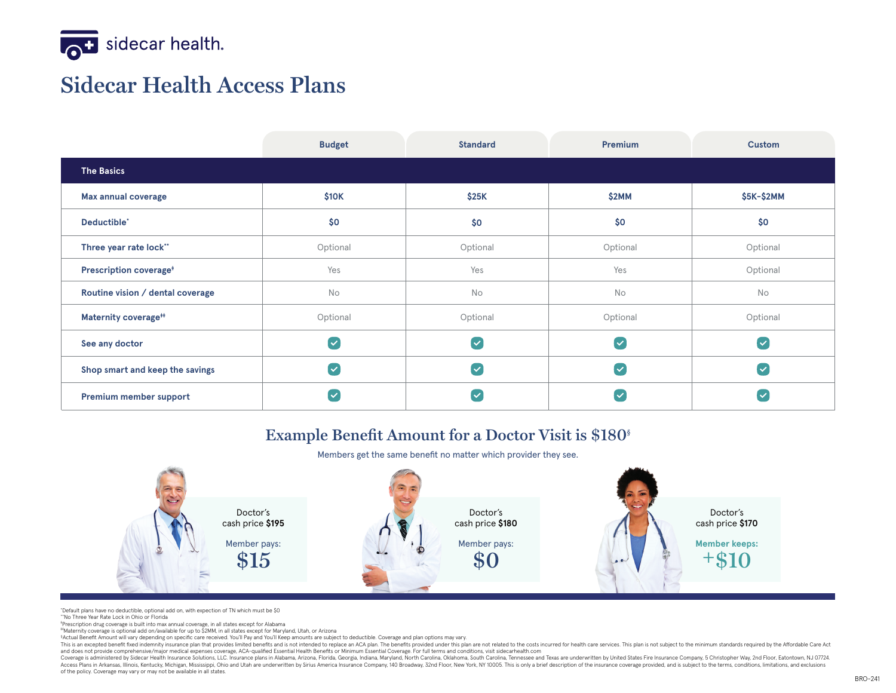sidecar health.

# Sidecar Health Access Plans

| | Budget | Standard | Premium | Custom |
|---|---|---|---|---|
| **The Basics** | | | | |
| **Max annual coverage** | **$10K** | **$25K** | **$2MM** | **$5K–$2MM** |
| **Deductible*** | **$0** | **$0** | **$0** | **$0** |
| **Three year rate lock**** | Optional | Optional | Optional | Optional |
| **Prescription coverage**‡ | Yes | Yes | Yes | Optional |
| **Routine vision / dental coverage** | No | No | No | No |
| **Maternity coverage**‡‡ | Optional | Optional | Optional | Optional |
| **See any doctor** | ✓ | ✓ | ✓ | ✓ |
| **Shop smart and keep the savings** | ✓ | ✓ | ✓ | ✓ |
| **Premium member support** | ✓ | ✓ | ✓ | ✓ |

## Example Benefit Amount for a Doctor Visit is $180§

Members get the same benefit no matter which provider they see.

Doctor's cash price **$195**
Member pays:
**$15**

Doctor's cash price **$180**
Member pays:
**$0**

Doctor's cash price **$170**
Member keeps:
**+$10**

*Default plans have no deductible, optional add on, with expection of TN which must be $0
**No Three Year Rate Lock in Ohio or Florida
‡Prescription drug coverage is built into max annual coverage, in all states except for Alabama
‡‡Maternity coverage is optional add on/available for up to $2MM, in all states except for Maryland, Utah, or Arizona
§Actual Benefit Amount will vary depending on specific care received. You'll Pay and You'll Keep amounts are subject to deductible. Coverage and plan options may vary.
This is an excepted benefit fixed indemnity insurance plan that provides limited benefits and is not intended to replace an ACA plan. The benefits provided under this plan are not related to the costs incurred for health care services. This plan is not subject to the minimum standards required by the Affordable Care Act and does not provide comprehensive/major medical expenses coverage, ACA-qualified Essential Health Benefits or Minimum Essential Coverage. For full terms and conditions, visit sidecarhealth.com
Coverage is administered by Sidecar Health Insurance Solutions, LLC. Insurance plans in Alabama, Arizona, Florida, Georgia, Indiana, Maryland, North Carolina, Oklahoma, South Carolina, Tennessee and Texas are underwritten by United States Fire Insurance Company, 5 Christopher Way, 2nd Floor, Eatontown, NJ 07724. Access Plans in Arkansas, Illinois, Kentucky, Michigan, Mississippi, Ohio and Utah are underwritten by Sirius America Insurance Company, 140 Broadway, 32nd Floor, New York, NY 10005. This is only a brief description of the insurance coverage provided, and is subject to the terms, conditions, limitations, and exclusions of the policy. Coverage may vary or may not be available in all states.

BRO-241